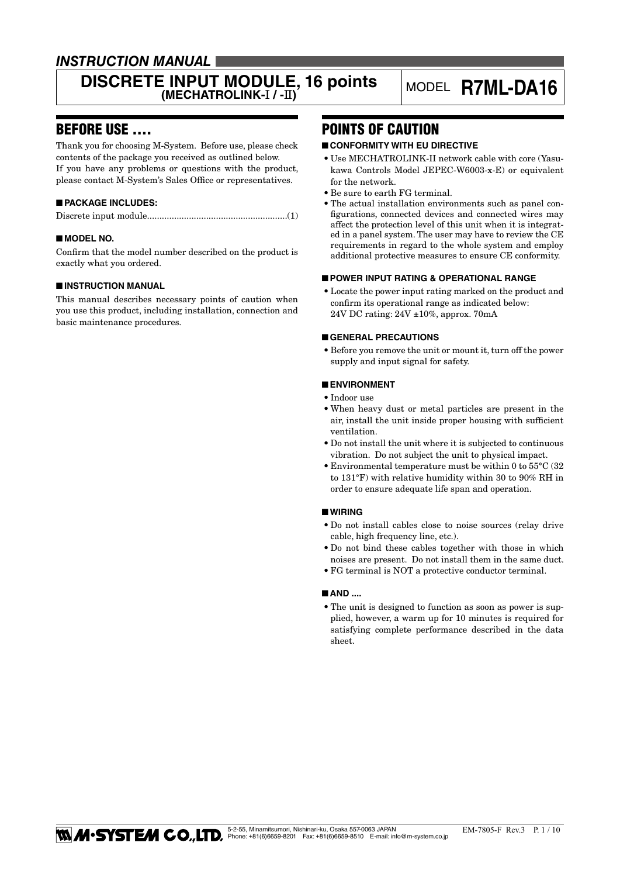*INSTRUCTION MANUAL*

# DISCRETE INPUT MODULE, 16 points (MECHATROLINK-I / -II)

MODEL **R7ML-DA16**

## BEFORE USE ....

Thank you for choosing M-System. Before use, please check contents of the package you received as outlined below.
If you have any problems or questions with the product, please contact M-System's Sales Office or representatives.

### ■ PACKAGE INCLUDES:

Discrete input module..........................................................(1)

### ■ MODEL NO.

Confirm that the model number described on the product is exactly what you ordered.

### ■ INSTRUCTION MANUAL

This manual describes necessary points of caution when you use this product, including installation, connection and basic maintenance procedures.

## POINTS OF CAUTION

### ■ CONFORMITY WITH EU DIRECTIVE

- Use MECHATROLINK-II network cable with core (Yasukawa Controls Model JEPEC-W6003-x-E) or equivalent for the network.
- Be sure to earth FG terminal.
- The actual installation environments such as panel configurations, connected devices and connected wires may affect the protection level of this unit when it is integrated in a panel system. The user may have to review the CE requirements in regard to the whole system and employ additional protective measures to ensure CE conformity.

### ■ POWER INPUT RATING & OPERATIONAL RANGE

- Locate the power input rating marked on the product and confirm its operational range as indicated below:
  24V DC rating: 24V ±10%, approx. 70mA

### ■ GENERAL PRECAUTIONS

- Before you remove the unit or mount it, turn off the power supply and input signal for safety.

### ■ ENVIRONMENT

- Indoor use
- When heavy dust or metal particles are present in the air, install the unit inside proper housing with sufficient ventilation.
- Do not install the unit where it is subjected to continuous vibration. Do not subject the unit to physical impact.
- Environmental temperature must be within 0 to 55°C (32 to 131°F) with relative humidity within 30 to 90% RH in order to ensure adequate life span and operation.

### ■ WIRING

- Do not install cables close to noise sources (relay drive cable, high frequency line, etc.).
- Do not bind these cables together with those in which noises are present. Do not install them in the same duct.
- FG terminal is NOT a protective conductor terminal.

### ■ AND ....

- The unit is designed to function as soon as power is supplied, however, a warm up for 10 minutes is required for satisfying complete performance described in the data sheet.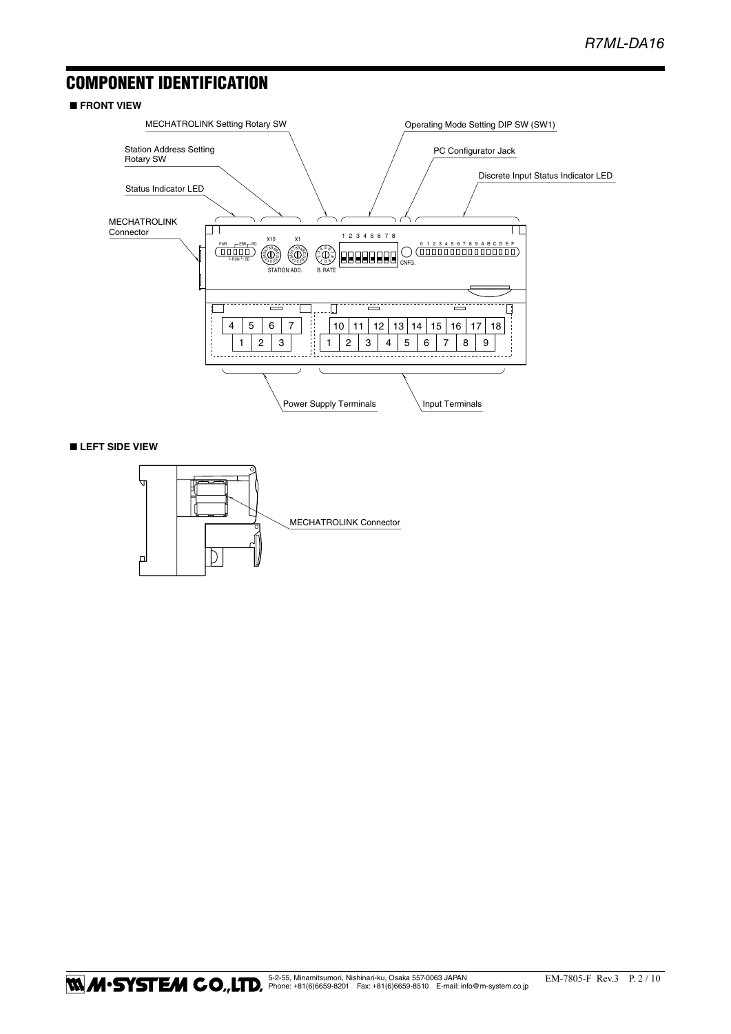## COMPONENT IDENTIFICATION

### ■ FRONT VIEW

MECHATROLINK Setting Rotary SW

Operating Mode Setting DIP SW (SW1)

Station Address Setting Rotary SW

PC Configurator Jack

Discrete Input Status Indicator LED

Status Indicator LED

MECHATROLINK Connector

PWR ERR RD RUN SD

X10 X1

STATION ADD.

B. RATE

1 2 3 4 5 6 7 8

CNFG.

0 1 2 3 4 5 6 7 8 9 A B C D E F

4 5 6 7

1 2 3

10 11 12 13 14 15 16 17 18

1 2 3 4 5 6 7 8 9

Power Supply Terminals

Input Terminals

### ■ LEFT SIDE VIEW

MECHATROLINK Connector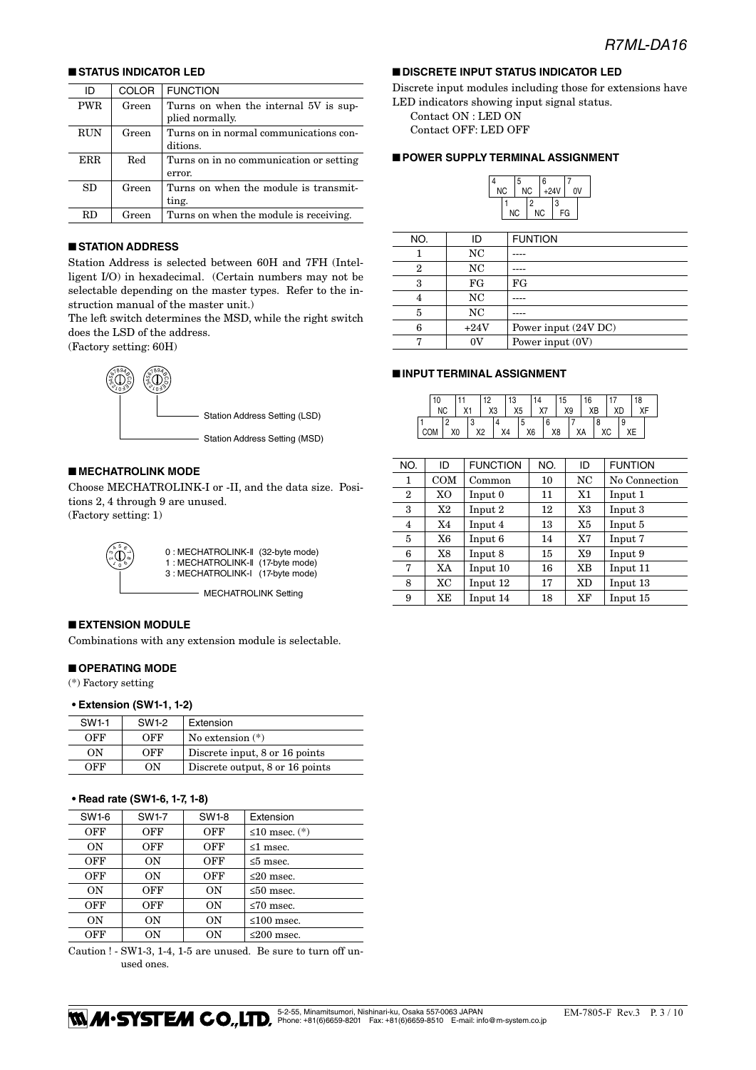## ■ STATUS INDICATOR LED

| ID | COLOR | FUNCTION |
|---|---|---|
| PWR | Green | Turns on when the internal 5V is supplied normally. |
| RUN | Green | Turns on in normal communications conditions. |
| ERR | Red | Turns on in no communication or setting error. |
| SD | Green | Turns on when the module is transmitting. |
| RD | Green | Turns on when the module is receiving. |

## ■ STATION ADDRESS

Station Address is selected between 60H and 7FH (Intelligent I/O) in hexadecimal. (Certain numbers may not be selectable depending on the master types. Refer to the instruction manual of the master unit.)

The left switch determines the MSD, while the right switch does the LSD of the address.

(Factory setting: 60H)

Station Address Setting (LSD)

Station Address Setting (MSD)

## ■ MECHATROLINK MODE

Choose MECHATROLINK-I or -II, and the data size. Positions 2, 4 through 9 are unused.

(Factory setting: 1)

0 : MECHATROLINK-II (32-byte mode)
1 : MECHATROLINK-II (17-byte mode)
3 : MECHATROLINK-I (17-byte mode)

MECHATROLINK Setting

## ■ EXTENSION MODULE

Combinations with any extension module is selectable.

## ■ OPERATING MODE

(*) Factory setting

### • Extension (SW1-1, 1-2)

| SW1-1 | SW1-2 | Extension |
|---|---|---|
| OFF | OFF | No extension (*) |
| ON | OFF | Discrete input, 8 or 16 points |
| OFF | ON | Discrete output, 8 or 16 points |

### • Read rate (SW1-6, 1-7, 1-8)

| SW1-6 | SW1-7 | SW1-8 | Extension |
|---|---|---|---|
| OFF | OFF | OFF | ≤10 msec. (*) |
| ON | OFF | OFF | ≤1 msec. |
| OFF | ON | OFF | ≤5 msec. |
| OFF | ON | OFF | ≤20 msec. |
| ON | OFF | ON | ≤50 msec. |
| OFF | OFF | ON | ≤70 msec. |
| ON | ON | ON | ≤100 msec. |
| OFF | ON | ON | ≤200 msec. |

Caution ! - SW1-3, 1-4, 1-5 are unused. Be sure to turn off unused ones.

## ■ DISCRETE INPUT STATUS INDICATOR LED

Discrete input modules including those for extensions have LED indicators showing input signal status.

Contact ON : LED ON
Contact OFF: LED OFF

## ■ POWER SUPPLY TERMINAL ASSIGNMENT

| 4 NC | 5 NC | 6 +24V | 7 0V |
|---|---|---|---|
| 1 NC | 2 NC | 3 FG | |

| NO. | ID | FUNTION |
|---|---|---|
| 1 | NC | ---- |
| 2 | NC | ---- |
| 3 | FG | FG |
| 4 | NC | ---- |
| 5 | NC | ---- |
| 6 | +24V | Power input (24V DC) |
| 7 | 0V | Power input (0V) |

## ■ INPUT TERMINAL ASSIGNMENT

| 10 NC | 11 X1 | 12 X3 | 13 X5 | 14 X7 | 15 X9 | 16 XB | 17 XD | 18 XF |
|---|---|---|---|---|---|---|---|---|
| 1 COM | 2 X0 | 3 X2 | 4 X4 | 5 X6 | 6 X8 | 7 XA | 8 XC | 9 XE |

| NO. | ID | FUNCTION | NO. | ID | FUNTION |
|---|---|---|---|---|---|
| 1 | COM | Common | 10 | NC | No Connection |
| 2 | X0 | Input 0 | 11 | X1 | Input 1 |
| 3 | X2 | Input 2 | 12 | X3 | Input 3 |
| 4 | X4 | Input 4 | 13 | X5 | Input 5 |
| 5 | X6 | Input 6 | 14 | X7 | Input 7 |
| 6 | X8 | Input 8 | 15 | X9 | Input 9 |
| 7 | XA | Input 10 | 16 | XB | Input 11 |
| 8 | XC | Input 12 | 17 | XD | Input 13 |
| 9 | XE | Input 14 | 18 | XF | Input 15 |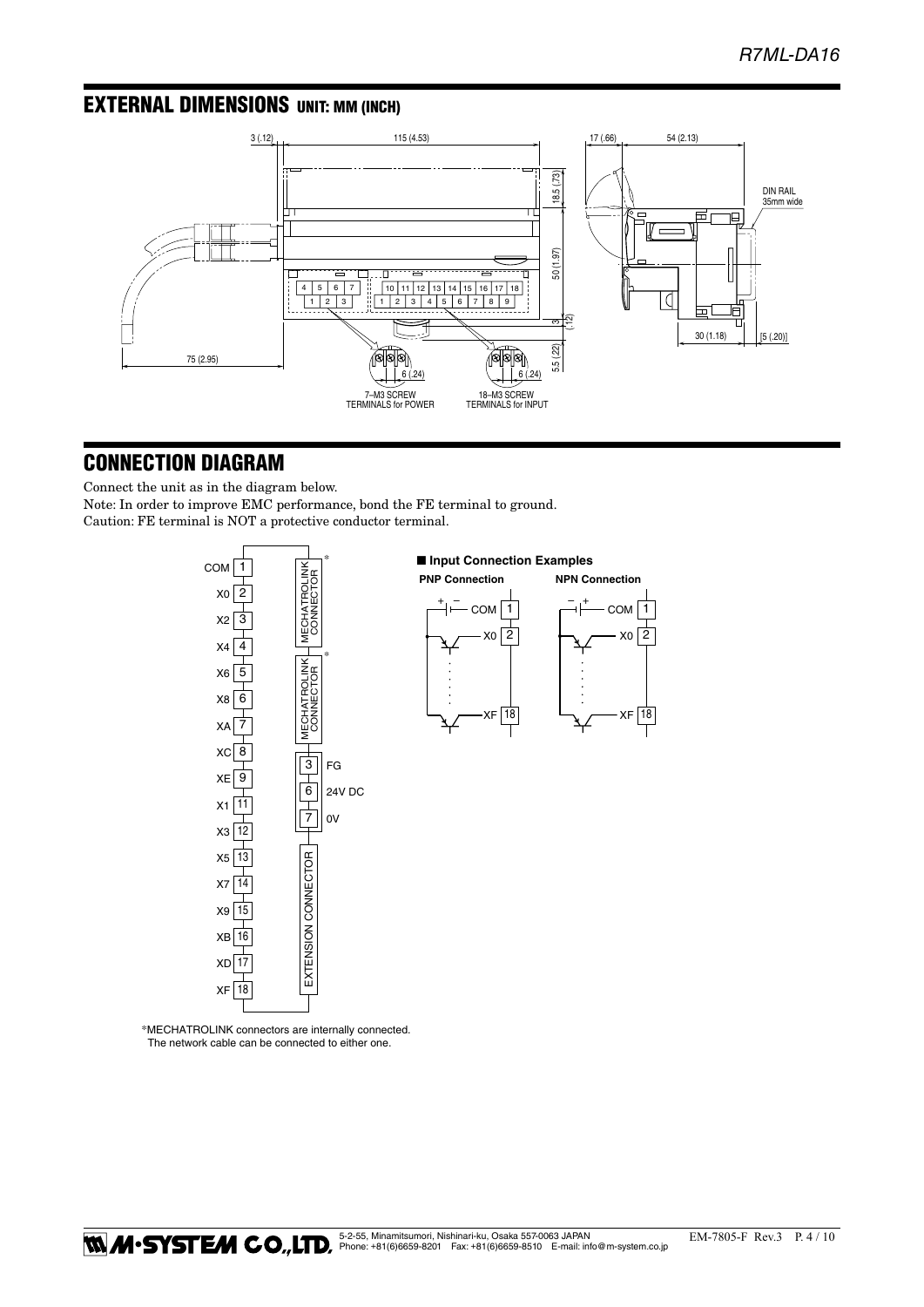## EXTERNAL DIMENSIONS UNIT: MM (INCH)

## CONNECTION DIAGRAM

Connect the unit as in the diagram below.

Note: In order to improve EMC performance, bond the FE terminal to ground.

Caution: FE terminal is NOT a protective conductor terminal.

*MECHATROLINK connectors are internally connected.
The network cable can be connected to either one.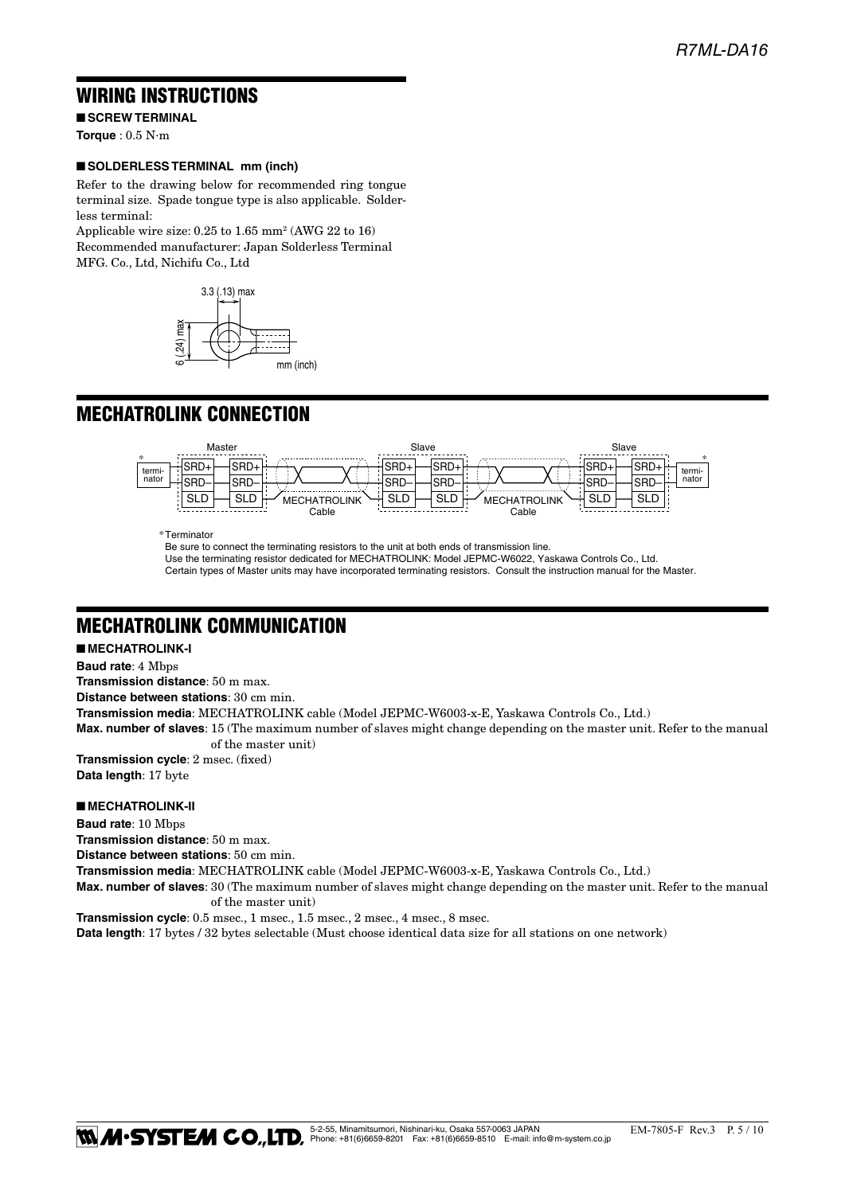## WIRING INSTRUCTIONS

■ **SCREW TERMINAL**

**Torque** : 0.5 N·m

■ **SOLDERLESS TERMINAL mm (inch)**

Refer to the drawing below for recommended ring tongue terminal size. Spade tongue type is also applicable. Solderless terminal:

Applicable wire size: 0.25 to 1.65 mm$^2$ (AWG 22 to 16)

Recommended manufacturer: Japan Solderless Terminal MFG. Co., Ltd, Nichifu Co., Ltd

3.3 (.13) max

6 (.24) max

mm (inch)

## MECHATROLINK CONNECTION

Master / Slave / Slave

terminator* — SRD+ / SRD– / SLD — MECHATROLINK Cable — SRD+ / SRD– / SLD — MECHATROLINK Cable — SRD+ / SRD– / SLD — terminator*

*Terminator

Be sure to connect the terminating resistors to the unit at both ends of transmission line.

Use the terminating resistor dedicated for MECHATROLINK: Model JEPMC-W6022, Yaskawa Controls Co., Ltd.

Certain types of Master units may have incorporated terminating resistors. Consult the instruction manual for the Master.

## MECHATROLINK COMMUNICATION

■ **MECHATROLINK-I**

**Baud rate**: 4 Mbps

**Transmission distance**: 50 m max.

**Distance between stations**: 30 cm min.

**Transmission media**: MECHATROLINK cable (Model JEPMC-W6003-x-E, Yaskawa Controls Co., Ltd.)

**Max. number of slaves**: 15 (The maximum number of slaves might change depending on the master unit. Refer to the manual of the master unit)

**Transmission cycle**: 2 msec. (fixed)

**Data length**: 17 byte

■ **MECHATROLINK-II**

**Baud rate**: 10 Mbps

**Transmission distance**: 50 m max.

**Distance between stations**: 50 cm min.

**Transmission media**: MECHATROLINK cable (Model JEPMC-W6003-x-E, Yaskawa Controls Co., Ltd.)

**Max. number of slaves**: 30 (The maximum number of slaves might change depending on the master unit. Refer to the manual of the master unit)

**Transmission cycle**: 0.5 msec., 1 msec., 1.5 msec., 2 msec., 4 msec., 8 msec.

**Data length**: 17 bytes / 32 bytes selectable (Must choose identical data size for all stations on one network)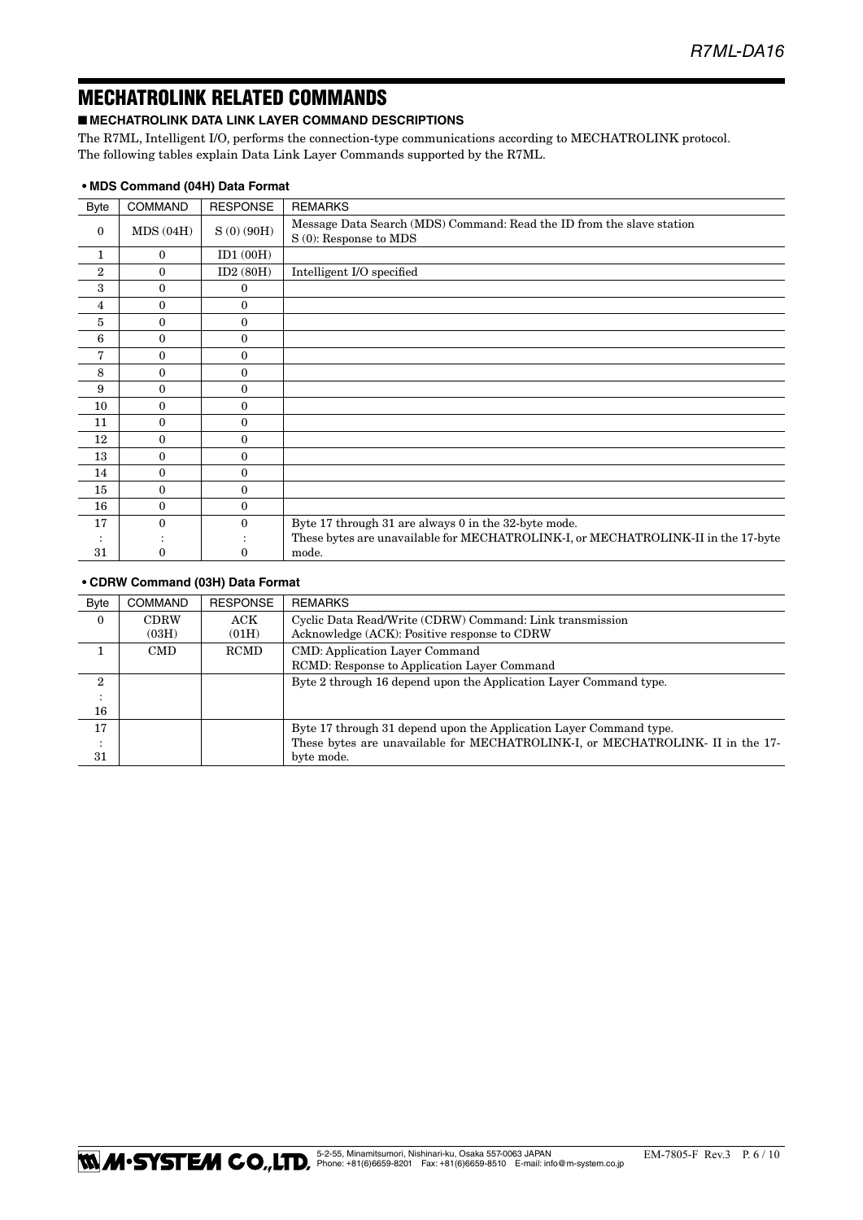# MECHATROLINK RELATED COMMANDS

## ■ MECHATROLINK DATA LINK LAYER COMMAND DESCRIPTIONS

The R7ML, Intelligent I/O, performs the connection-type communications according to MECHATROLINK protocol.
The following tables explain Data Link Layer Commands supported by the R7ML.

### • MDS Command (04H) Data Format

| Byte | COMMAND | RESPONSE | REMARKS |
|---|---|---|---|
| 0 | MDS (04H) | S (0) (90H) | Message Data Search (MDS) Command: Read the ID from the slave station<br>S (0): Response to MDS |
| 1 | 0 | ID1 (00H) | |
| 2 | 0 | ID2 (80H) | Intelligent I/O specified |
| 3 | 0 | 0 | |
| 4 | 0 | 0 | |
| 5 | 0 | 0 | |
| 6 | 0 | 0 | |
| 7 | 0 | 0 | |
| 8 | 0 | 0 | |
| 9 | 0 | 0 | |
| 10 | 0 | 0 | |
| 11 | 0 | 0 | |
| 12 | 0 | 0 | |
| 13 | 0 | 0 | |
| 14 | 0 | 0 | |
| 15 | 0 | 0 | |
| 16 | 0 | 0 | |
| 17<br>:<br>31 | 0<br>:<br>0 | 0<br>:<br>0 | Byte 17 through 31 are always 0 in the 32-byte mode.<br>These bytes are unavailable for MECHATROLINK-I, or MECHATROLINK-II in the 17-byte mode. |

### • CDRW Command (03H) Data Format

| Byte | COMMAND | RESPONSE | REMARKS |
|---|---|---|---|
| 0 | CDRW (03H) | ACK (01H) | Cyclic Data Read/Write (CDRW) Command: Link transmission<br>Acknowledge (ACK): Positive response to CDRW |
| 1 | CMD | RCMD | CMD: Application Layer Command<br>RCMD: Response to Application Layer Command |
| 2<br>:<br>16 | | | Byte 2 through 16 depend upon the Application Layer Command type. |
| 17<br>:<br>31 | | | Byte 17 through 31 depend upon the Application Layer Command type.<br>These bytes are unavailable for MECHATROLINK-I, or MECHATROLINK- II in the 17-byte mode. |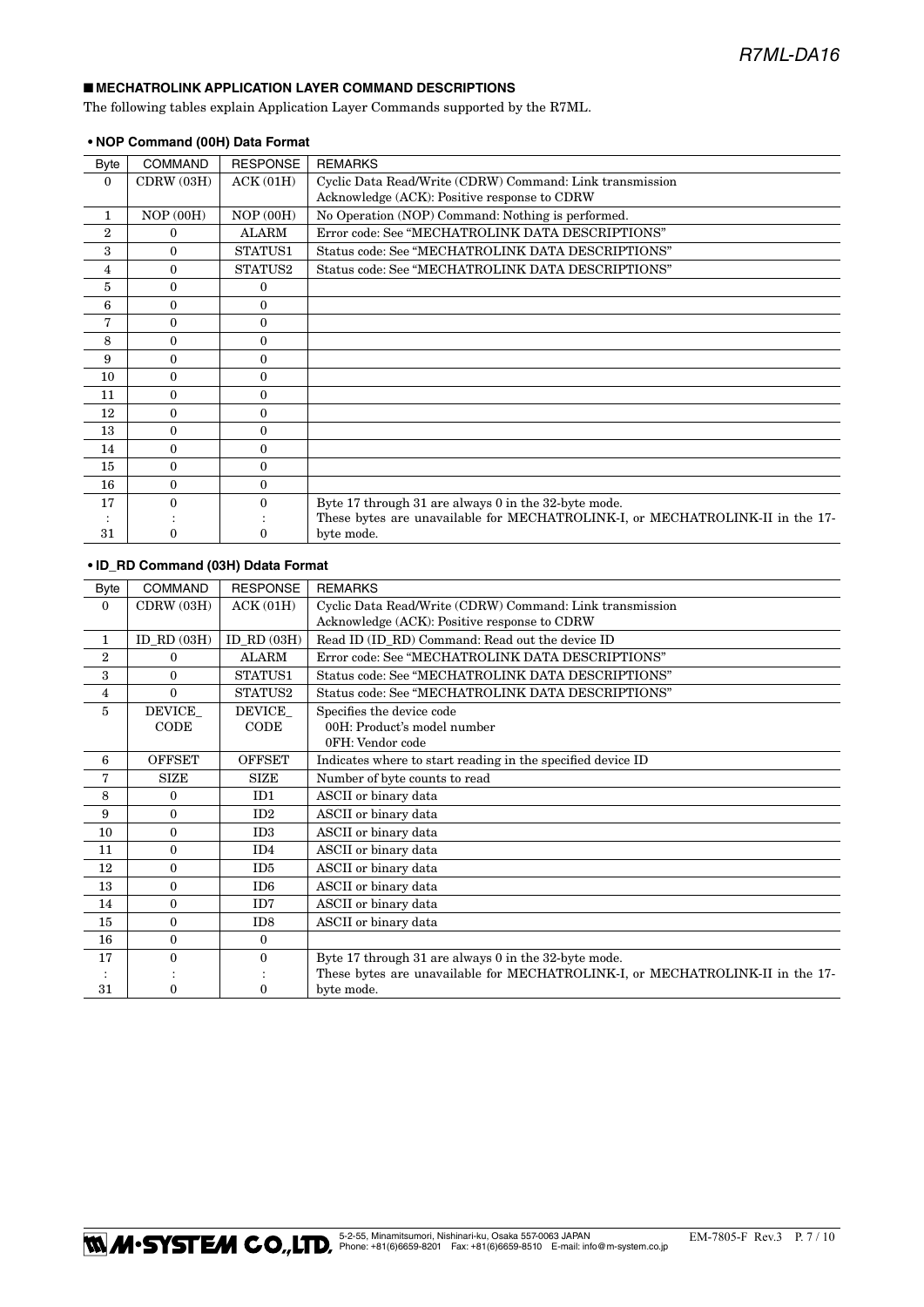## ■ MECHATROLINK APPLICATION LAYER COMMAND DESCRIPTIONS

The following tables explain Application Layer Commands supported by the R7ML.

### • NOP Command (00H) Data Format

| Byte | COMMAND | RESPONSE | REMARKS |
|---|---|---|---|
| 0 | CDRW (03H) | ACK (01H) | Cyclic Data Read/Write (CDRW) Command: Link transmission<br>Acknowledge (ACK): Positive response to CDRW |
| 1 | NOP (00H) | NOP (00H) | No Operation (NOP) Command: Nothing is performed. |
| 2 | 0 | ALARM | Error code: See "MECHATROLINK DATA DESCRIPTIONS" |
| 3 | 0 | STATUS1 | Status code: See "MECHATROLINK DATA DESCRIPTIONS" |
| 4 | 0 | STATUS2 | Status code: See "MECHATROLINK DATA DESCRIPTIONS" |
| 5 | 0 | 0 | |
| 6 | 0 | 0 | |
| 7 | 0 | 0 | |
| 8 | 0 | 0 | |
| 9 | 0 | 0 | |
| 10 | 0 | 0 | |
| 11 | 0 | 0 | |
| 12 | 0 | 0 | |
| 13 | 0 | 0 | |
| 14 | 0 | 0 | |
| 15 | 0 | 0 | |
| 16 | 0 | 0 | |
| 17<br>:<br>31 | 0<br>:<br>0 | 0<br>:<br>0 | Byte 17 through 31 are always 0 in the 32-byte mode.<br>These bytes are unavailable for MECHATROLINK-I, or MECHATROLINK-II in the 17-byte mode. |

### • ID_RD Command (03H) Ddata Format

| Byte | COMMAND | RESPONSE | REMARKS |
|---|---|---|---|
| 0 | CDRW (03H) | ACK (01H) | Cyclic Data Read/Write (CDRW) Command: Link transmission<br>Acknowledge (ACK): Positive response to CDRW |
| 1 | ID_RD (03H) | ID_RD (03H) | Read ID (ID_RD) Command: Read out the device ID |
| 2 | 0 | ALARM | Error code: See "MECHATROLINK DATA DESCRIPTIONS" |
| 3 | 0 | STATUS1 | Status code: See "MECHATROLINK DATA DESCRIPTIONS" |
| 4 | 0 | STATUS2 | Status code: See "MECHATROLINK DATA DESCRIPTIONS" |
| 5 | DEVICE_<br>CODE | DEVICE_<br>CODE | Specifies the device code<br>00H: Product's model number<br>0FH: Vendor code |
| 6 | OFFSET | OFFSET | Indicates where to start reading in the specified device ID |
| 7 | SIZE | SIZE | Number of byte counts to read |
| 8 | 0 | ID1 | ASCII or binary data |
| 9 | 0 | ID2 | ASCII or binary data |
| 10 | 0 | ID3 | ASCII or binary data |
| 11 | 0 | ID4 | ASCII or binary data |
| 12 | 0 | ID5 | ASCII or binary data |
| 13 | 0 | ID6 | ASCII or binary data |
| 14 | 0 | ID7 | ASCII or binary data |
| 15 | 0 | ID8 | ASCII or binary data |
| 16 | 0 | 0 | |
| 17<br>:<br>31 | 0<br>:<br>0 | 0<br>:<br>0 | Byte 17 through 31 are always 0 in the 32-byte mode.<br>These bytes are unavailable for MECHATROLINK-I, or MECHATROLINK-II in the 17-byte mode. |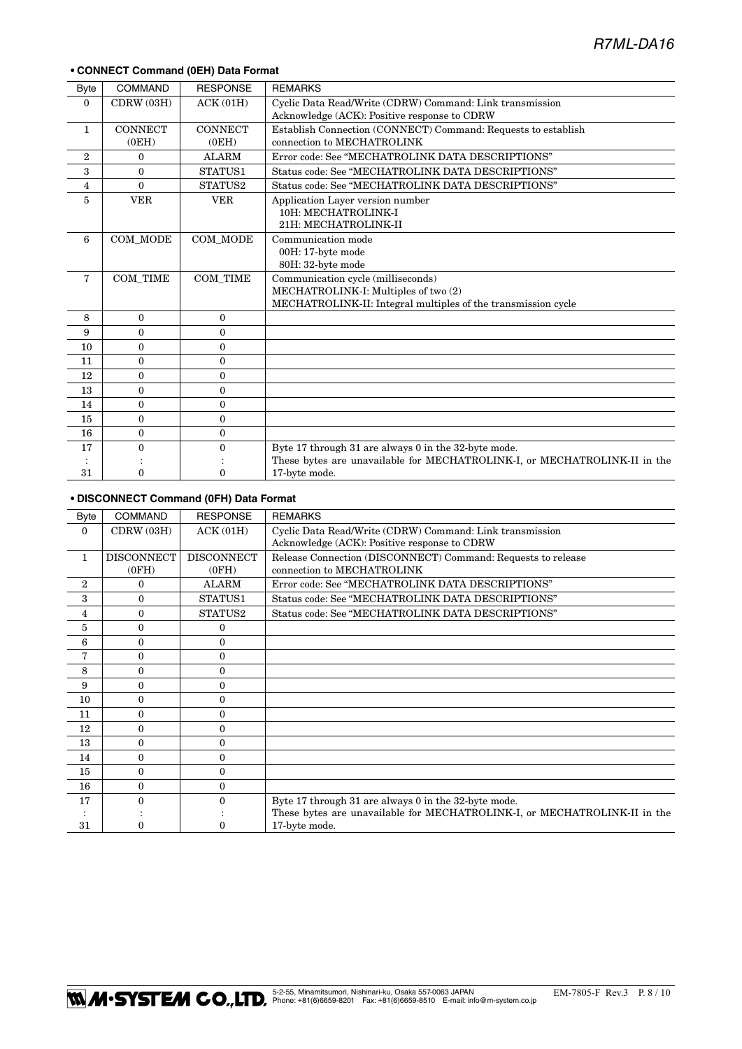### • CONNECT Command (0EH) Data Format

| Byte | COMMAND | RESPONSE | REMARKS |
|---|---|---|---|
| 0 | CDRW (03H) | ACK (01H) | Cyclic Data Read/Write (CDRW) Command: Link transmission<br>Acknowledge (ACK): Positive response to CDRW |
| 1 | CONNECT (0EH) | CONNECT (0EH) | Establish Connection (CONNECT) Command: Requests to establish connection to MECHATROLINK |
| 2 | 0 | ALARM | Error code: See "MECHATROLINK DATA DESCRIPTIONS" |
| 3 | 0 | STATUS1 | Status code: See "MECHATROLINK DATA DESCRIPTIONS" |
| 4 | 0 | STATUS2 | Status code: See "MECHATROLINK DATA DESCRIPTIONS" |
| 5 | VER | VER | Application Layer version number<br>10H: MECHATROLINK-I<br>21H: MECHATROLINK-II |
| 6 | COM_MODE | COM_MODE | Communication mode<br>00H: 17-byte mode<br>80H: 32-byte mode |
| 7 | COM_TIME | COM_TIME | Communication cycle (milliseconds)<br>MECHATROLINK-I: Multiples of two (2)<br>MECHATROLINK-II: Integral multiples of the transmission cycle |
| 8 | 0 | 0 | |
| 9 | 0 | 0 | |
| 10 | 0 | 0 | |
| 11 | 0 | 0 | |
| 12 | 0 | 0 | |
| 13 | 0 | 0 | |
| 14 | 0 | 0 | |
| 15 | 0 | 0 | |
| 16 | 0 | 0 | |
| 17<br>:<br>31 | 0<br>:<br>0 | 0<br>:<br>0 | Byte 17 through 31 are always 0 in the 32-byte mode.<br>These bytes are unavailable for MECHATROLINK-I, or MECHATROLINK-II in the 17-byte mode. |

### • DISCONNECT Command (0FH) Data Format

| Byte | COMMAND | RESPONSE | REMARKS |
|---|---|---|---|
| 0 | CDRW (03H) | ACK (01H) | Cyclic Data Read/Write (CDRW) Command: Link transmission<br>Acknowledge (ACK): Positive response to CDRW |
| 1 | DISCONNECT (0FH) | DISCONNECT (0FH) | Release Connection (DISCONNECT) Command: Requests to release connection to MECHATROLINK |
| 2 | 0 | ALARM | Error code: See "MECHATROLINK DATA DESCRIPTIONS" |
| 3 | 0 | STATUS1 | Status code: See "MECHATROLINK DATA DESCRIPTIONS" |
| 4 | 0 | STATUS2 | Status code: See "MECHATROLINK DATA DESCRIPTIONS" |
| 5 | 0 | 0 | |
| 6 | 0 | 0 | |
| 7 | 0 | 0 | |
| 8 | 0 | 0 | |
| 9 | 0 | 0 | |
| 10 | 0 | 0 | |
| 11 | 0 | 0 | |
| 12 | 0 | 0 | |
| 13 | 0 | 0 | |
| 14 | 0 | 0 | |
| 15 | 0 | 0 | |
| 16 | 0 | 0 | |
| 17<br>:<br>31 | 0<br>:<br>0 | 0<br>:<br>0 | Byte 17 through 31 are always 0 in the 32-byte mode.<br>These bytes are unavailable for MECHATROLINK-I, or MECHATROLINK-II in the 17-byte mode. |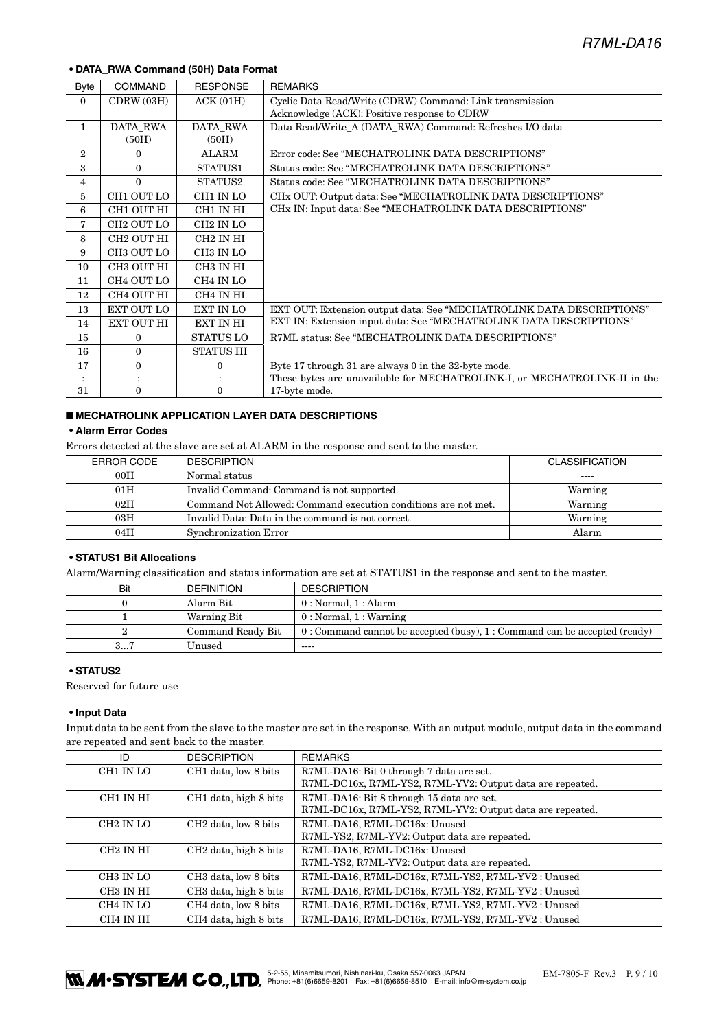#### • DATA_RWA Command (50H) Data Format

| Byte | COMMAND | RESPONSE | REMARKS |
|---|---|---|---|
| 0 | CDRW (03H) | ACK (01H) | Cyclic Data Read/Write (CDRW) Command: Link transmission<br>Acknowledge (ACK): Positive response to CDRW |
| 1 | DATA_RWA (50H) | DATA_RWA (50H) | Data Read/Write_A (DATA_RWA) Command: Refreshes I/O data |
| 2 | 0 | ALARM | Error code: See "MECHATROLINK DATA DESCRIPTIONS" |
| 3 | 0 | STATUS1 | Status code: See "MECHATROLINK DATA DESCRIPTIONS" |
| 4 | 0 | STATUS2 | Status code: See "MECHATROLINK DATA DESCRIPTIONS" |
| 5 | CH1 OUT LO | CH1 IN LO | CHx OUT: Output data: See "MECHATROLINK DATA DESCRIPTIONS"<br>CHx IN: Input data: See "MECHATROLINK DATA DESCRIPTIONS" |
| 6 | CH1 OUT HI | CH1 IN HI | |
| 7 | CH2 OUT LO | CH2 IN LO | |
| 8 | CH2 OUT HI | CH2 IN HI | |
| 9 | CH3 OUT LO | CH3 IN LO | |
| 10 | CH3 OUT HI | CH3 IN HI | |
| 11 | CH4 OUT LO | CH4 IN LO | |
| 12 | CH4 OUT HI | CH4 IN HI | |
| 13 | EXT OUT LO | EXT IN LO | EXT OUT: Extension output data: See "MECHATROLINK DATA DESCRIPTIONS"<br>EXT IN: Extension input data: See "MECHATROLINK DATA DESCRIPTIONS" |
| 14 | EXT OUT HI | EXT IN HI | |
| 15 | 0 | STATUS LO | R7ML status: See "MECHATROLINK DATA DESCRIPTIONS" |
| 16 | 0 | STATUS HI | |
| 17<br>:<br>31 | 0<br>:<br>0 | 0<br>:<br>0 | Byte 17 through 31 are always 0 in the 32-byte mode.<br>These bytes are unavailable for MECHATROLINK-I, or MECHATROLINK-II in the 17-byte mode. |

### ■ MECHATROLINK APPLICATION LAYER DATA DESCRIPTIONS

#### • Alarm Error Codes

Errors detected at the slave are set at ALARM in the response and sent to the master.

| ERROR CODE | DESCRIPTION | CLASSIFICATION |
|---|---|---|
| 00H | Normal status | ---- |
| 01H | Invalid Command: Command is not supported. | Warning |
| 02H | Command Not Allowed: Command execution conditions are not met. | Warning |
| 03H | Invalid Data: Data in the command is not correct. | Warning |
| 04H | Synchronization Error | Alarm |

#### • STATUS1 Bit Allocations

Alarm/Warning classification and status information are set at STATUS1 in the response and sent to the master.

| Bit | DEFINITION | DESCRIPTION |
|---|---|---|
| 0 | Alarm Bit | 0 : Normal, 1 : Alarm |
| 1 | Warning Bit | 0 : Normal, 1 : Warning |
| 2 | Command Ready Bit | 0 : Command cannot be accepted (busy), 1 : Command can be accepted (ready) |
| 3...7 | Unused | ---- |

#### • STATUS2

Reserved for future use

#### • Input Data

Input data to be sent from the slave to the master are set in the response. With an output module, output data in the command are repeated and sent back to the master.

| ID | DESCRIPTION | REMARKS |
|---|---|---|
| CH1 IN LO | CH1 data, low 8 bits | R7ML-DA16: Bit 0 through 7 data are set.<br>R7ML-DC16x, R7ML-YS2, R7ML-YV2: Output data are repeated. |
| CH1 IN HI | CH1 data, high 8 bits | R7ML-DA16: Bit 8 through 15 data are set.<br>R7ML-DC16x, R7ML-YS2, R7ML-YV2: Output data are repeated. |
| CH2 IN LO | CH2 data, low 8 bits | R7ML-DA16, R7ML-DC16x: Unused<br>R7ML-YS2, R7ML-YV2: Output data are repeated. |
| CH2 IN HI | CH2 data, high 8 bits | R7ML-DA16, R7ML-DC16x: Unused<br>R7ML-YS2, R7ML-YV2: Output data are repeated. |
| CH3 IN LO | CH3 data, low 8 bits | R7ML-DA16, R7ML-DC16x, R7ML-YS2, R7ML-YV2 : Unused |
| CH3 IN HI | CH3 data, high 8 bits | R7ML-DA16, R7ML-DC16x, R7ML-YS2, R7ML-YV2 : Unused |
| CH4 IN LO | CH4 data, low 8 bits | R7ML-DA16, R7ML-DC16x, R7ML-YS2, R7ML-YV2 : Unused |
| CH4 IN HI | CH4 data, high 8 bits | R7ML-DA16, R7ML-DC16x, R7ML-YS2, R7ML-YV2 : Unused |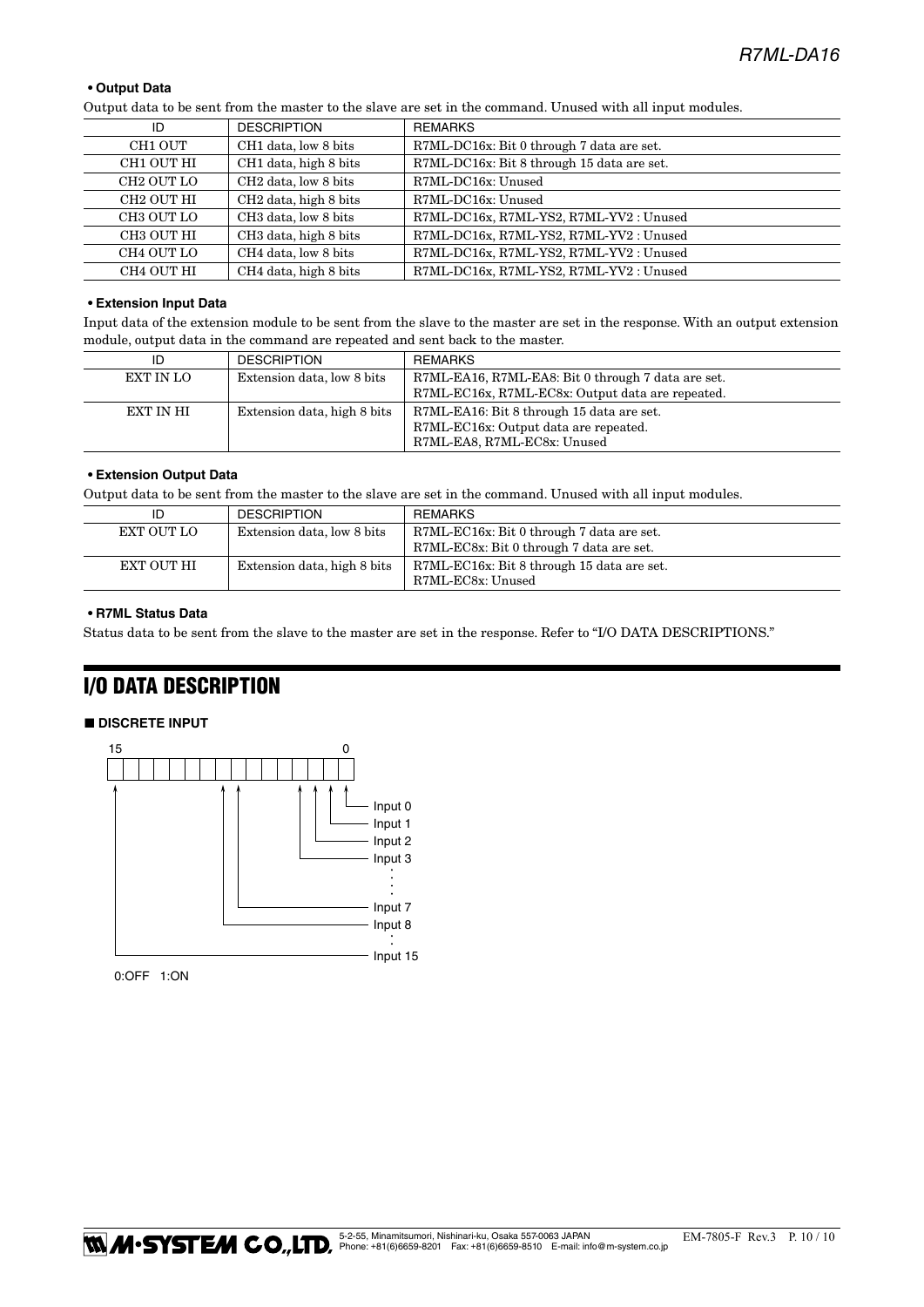**• Output Data**

Output data to be sent from the master to the slave are set in the command. Unused with all input modules.

| ID | DESCRIPTION | REMARKS |
|---|---|---|
| CH1 OUT | CH1 data, low 8 bits | R7ML-DC16x: Bit 0 through 7 data are set. |
| CH1 OUT HI | CH1 data, high 8 bits | R7ML-DC16x: Bit 8 through 15 data are set. |
| CH2 OUT LO | CH2 data, low 8 bits | R7ML-DC16x: Unused |
| CH2 OUT HI | CH2 data, high 8 bits | R7ML-DC16x: Unused |
| CH3 OUT LO | CH3 data, low 8 bits | R7ML-DC16x, R7ML-YS2, R7ML-YV2 : Unused |
| CH3 OUT HI | CH3 data, high 8 bits | R7ML-DC16x, R7ML-YS2, R7ML-YV2 : Unused |
| CH4 OUT LO | CH4 data, low 8 bits | R7ML-DC16x, R7ML-YS2, R7ML-YV2 : Unused |
| CH4 OUT HI | CH4 data, high 8 bits | R7ML-DC16x, R7ML-YS2, R7ML-YV2 : Unused |

**• Extension Input Data**

Input data of the extension module to be sent from the slave to the master are set in the response. With an output extension module, output data in the command are repeated and sent back to the master.

| ID | DESCRIPTION | REMARKS |
|---|---|---|
| EXT IN LO | Extension data, low 8 bits | R7ML-EA16, R7ML-EA8: Bit 0 through 7 data are set.<br>R7ML-EC16x, R7ML-EC8x: Output data are repeated. |
| EXT IN HI | Extension data, high 8 bits | R7ML-EA16: Bit 8 through 15 data are set.<br>R7ML-EC16x: Output data are repeated.<br>R7ML-EA8, R7ML-EC8x: Unused |

**• Extension Output Data**

Output data to be sent from the master to the slave are set in the command. Unused with all input modules.

| ID | DESCRIPTION | REMARKS |
|---|---|---|
| EXT OUT LO | Extension data, low 8 bits | R7ML-EC16x: Bit 0 through 7 data are set.<br>R7ML-EC8x: Bit 0 through 7 data are set. |
| EXT OUT HI | Extension data, high 8 bits | R7ML-EC16x: Bit 8 through 15 data are set.<br>R7ML-EC8x: Unused |

**• R7ML Status Data**

Status data to be sent from the slave to the master are set in the response. Refer to "I/O DATA DESCRIPTIONS."

## I/O DATA DESCRIPTION

### ■ DISCRETE INPUT

15 0

Input 0
Input 1
Input 2
Input 3
⋮
Input 7
Input 8
⋮
Input 15

0:OFF 1:ON